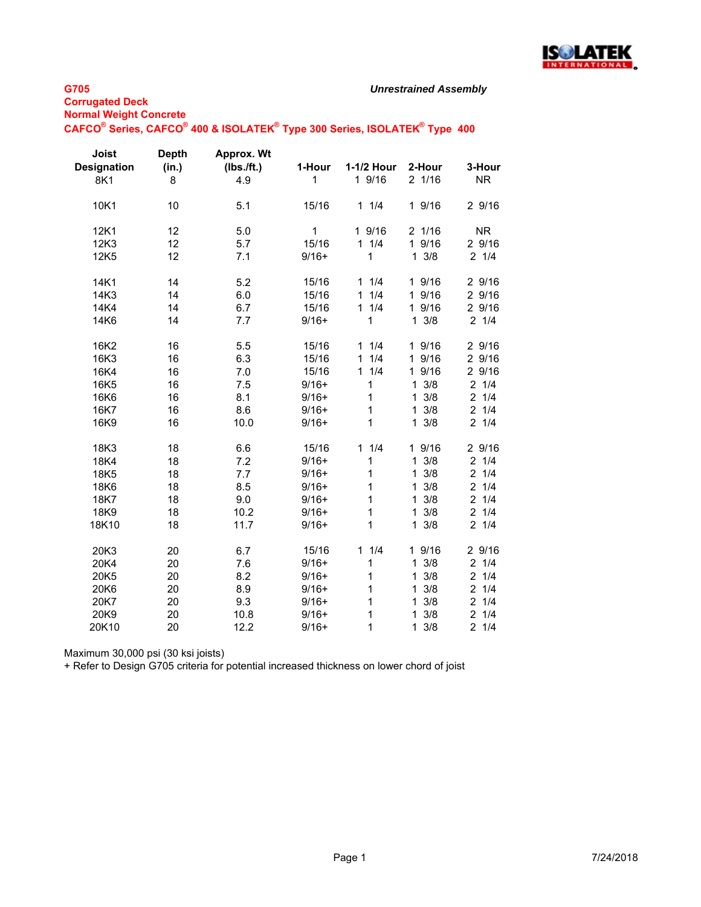**G705**

***Unrestrained Assembly***

**Corrugated Deck**

**Normal Weight Concrete**

**CAFCO® Series, CAFCO® 400 & ISOLATEK® Type 300 Series, ISOLATEK® Type 400**

| Joist Designation | Depth (in.) | Approx. Wt (lbs./ft.) | 1-Hour | 1-1/2 Hour | 2-Hour | 3-Hour |
|---|---|---|---|---|---|---|
| 8K1 | 8 | 4.9 | 1 | 1 9/16 | 2 1/16 | NR |
| 10K1 | 10 | 5.1 | 15/16 | 1 1/4 | 1 9/16 | 2 9/16 |
| 12K1 | 12 | 5.0 | 1 | 1 9/16 | 2 1/16 | NR |
| 12K3 | 12 | 5.7 | 15/16 | 1 1/4 | 1 9/16 | 2 9/16 |
| 12K5 | 12 | 7.1 | 9/16+ | 1 | 1 3/8 | 2 1/4 |
| 14K1 | 14 | 5.2 | 15/16 | 1 1/4 | 1 9/16 | 2 9/16 |
| 14K3 | 14 | 6.0 | 15/16 | 1 1/4 | 1 9/16 | 2 9/16 |
| 14K4 | 14 | 6.7 | 15/16 | 1 1/4 | 1 9/16 | 2 9/16 |
| 14K6 | 14 | 7.7 | 9/16+ | 1 | 1 3/8 | 2 1/4 |
| 16K2 | 16 | 5.5 | 15/16 | 1 1/4 | 1 9/16 | 2 9/16 |
| 16K3 | 16 | 6.3 | 15/16 | 1 1/4 | 1 9/16 | 2 9/16 |
| 16K4 | 16 | 7.0 | 15/16 | 1 1/4 | 1 9/16 | 2 9/16 |
| 16K5 | 16 | 7.5 | 9/16+ | 1 | 1 3/8 | 2 1/4 |
| 16K6 | 16 | 8.1 | 9/16+ | 1 | 1 3/8 | 2 1/4 |
| 16K7 | 16 | 8.6 | 9/16+ | 1 | 1 3/8 | 2 1/4 |
| 16K9 | 16 | 10.0 | 9/16+ | 1 | 1 3/8 | 2 1/4 |
| 18K3 | 18 | 6.6 | 15/16 | 1 1/4 | 1 9/16 | 2 9/16 |
| 18K4 | 18 | 7.2 | 9/16+ | 1 | 1 3/8 | 2 1/4 |
| 18K5 | 18 | 7.7 | 9/16+ | 1 | 1 3/8 | 2 1/4 |
| 18K6 | 18 | 8.5 | 9/16+ | 1 | 1 3/8 | 2 1/4 |
| 18K7 | 18 | 9.0 | 9/16+ | 1 | 1 3/8 | 2 1/4 |
| 18K9 | 18 | 10.2 | 9/16+ | 1 | 1 3/8 | 2 1/4 |
| 18K10 | 18 | 11.7 | 9/16+ | 1 | 1 3/8 | 2 1/4 |
| 20K3 | 20 | 6.7 | 15/16 | 1 1/4 | 1 9/16 | 2 9/16 |
| 20K4 | 20 | 7.6 | 9/16+ | 1 | 1 3/8 | 2 1/4 |
| 20K5 | 20 | 8.2 | 9/16+ | 1 | 1 3/8 | 2 1/4 |
| 20K6 | 20 | 8.9 | 9/16+ | 1 | 1 3/8 | 2 1/4 |
| 20K7 | 20 | 9.3 | 9/16+ | 1 | 1 3/8 | 2 1/4 |
| 20K9 | 20 | 10.8 | 9/16+ | 1 | 1 3/8 | 2 1/4 |
| 20K10 | 20 | 12.2 | 9/16+ | 1 | 1 3/8 | 2 1/4 |

Maximum 30,000 psi (30 ksi joists)

+ Refer to Design G705 criteria for potential increased thickness on lower chord of joist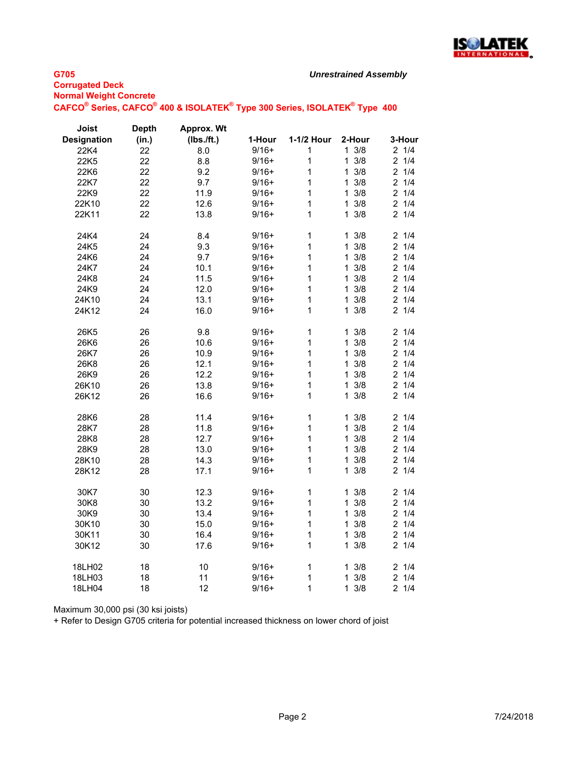**G705**
**Corrugated Deck**
**Normal Weight Concrete**
**CAFCO® Series, CAFCO® 400 & ISOLATEK® Type 300 Series, ISOLATEK® Type 400**

***Unrestrained Assembly***

| Joist Designation | Depth (in.) | Approx. Wt (lbs./ft.) | 1-Hour | 1-1/2 Hour | 2-Hour | 3-Hour |
|---|---|---|---|---|---|---|
| 22K4 | 22 | 8.0 | 9/16+ | 1 | 1 3/8 | 2 1/4 |
| 22K5 | 22 | 8.8 | 9/16+ | 1 | 1 3/8 | 2 1/4 |
| 22K6 | 22 | 9.2 | 9/16+ | 1 | 1 3/8 | 2 1/4 |
| 22K7 | 22 | 9.7 | 9/16+ | 1 | 1 3/8 | 2 1/4 |
| 22K9 | 22 | 11.9 | 9/16+ | 1 | 1 3/8 | 2 1/4 |
| 22K10 | 22 | 12.6 | 9/16+ | 1 | 1 3/8 | 2 1/4 |
| 22K11 | 22 | 13.8 | 9/16+ | 1 | 1 3/8 | 2 1/4 |
| | | | | | | |
| 24K4 | 24 | 8.4 | 9/16+ | 1 | 1 3/8 | 2 1/4 |
| 24K5 | 24 | 9.3 | 9/16+ | 1 | 1 3/8 | 2 1/4 |
| 24K6 | 24 | 9.7 | 9/16+ | 1 | 1 3/8 | 2 1/4 |
| 24K7 | 24 | 10.1 | 9/16+ | 1 | 1 3/8 | 2 1/4 |
| 24K8 | 24 | 11.5 | 9/16+ | 1 | 1 3/8 | 2 1/4 |
| 24K9 | 24 | 12.0 | 9/16+ | 1 | 1 3/8 | 2 1/4 |
| 24K10 | 24 | 13.1 | 9/16+ | 1 | 1 3/8 | 2 1/4 |
| 24K12 | 24 | 16.0 | 9/16+ | 1 | 1 3/8 | 2 1/4 |
| | | | | | | |
| 26K5 | 26 | 9.8 | 9/16+ | 1 | 1 3/8 | 2 1/4 |
| 26K6 | 26 | 10.6 | 9/16+ | 1 | 1 3/8 | 2 1/4 |
| 26K7 | 26 | 10.9 | 9/16+ | 1 | 1 3/8 | 2 1/4 |
| 26K8 | 26 | 12.1 | 9/16+ | 1 | 1 3/8 | 2 1/4 |
| 26K9 | 26 | 12.2 | 9/16+ | 1 | 1 3/8 | 2 1/4 |
| 26K10 | 26 | 13.8 | 9/16+ | 1 | 1 3/8 | 2 1/4 |
| 26K12 | 26 | 16.6 | 9/16+ | 1 | 1 3/8 | 2 1/4 |
| | | | | | | |
| 28K6 | 28 | 11.4 | 9/16+ | 1 | 1 3/8 | 2 1/4 |
| 28K7 | 28 | 11.8 | 9/16+ | 1 | 1 3/8 | 2 1/4 |
| 28K8 | 28 | 12.7 | 9/16+ | 1 | 1 3/8 | 2 1/4 |
| 28K9 | 28 | 13.0 | 9/16+ | 1 | 1 3/8 | 2 1/4 |
| 28K10 | 28 | 14.3 | 9/16+ | 1 | 1 3/8 | 2 1/4 |
| 28K12 | 28 | 17.1 | 9/16+ | 1 | 1 3/8 | 2 1/4 |
| | | | | | | |
| 30K7 | 30 | 12.3 | 9/16+ | 1 | 1 3/8 | 2 1/4 |
| 30K8 | 30 | 13.2 | 9/16+ | 1 | 1 3/8 | 2 1/4 |
| 30K9 | 30 | 13.4 | 9/16+ | 1 | 1 3/8 | 2 1/4 |
| 30K10 | 30 | 15.0 | 9/16+ | 1 | 1 3/8 | 2 1/4 |
| 30K11 | 30 | 16.4 | 9/16+ | 1 | 1 3/8 | 2 1/4 |
| 30K12 | 30 | 17.6 | 9/16+ | 1 | 1 3/8 | 2 1/4 |
| | | | | | | |
| 18LH02 | 18 | 10 | 9/16+ | 1 | 1 3/8 | 2 1/4 |
| 18LH03 | 18 | 11 | 9/16+ | 1 | 1 3/8 | 2 1/4 |
| 18LH04 | 18 | 12 | 9/16+ | 1 | 1 3/8 | 2 1/4 |

Maximum 30,000 psi (30 ksi joists)

+ Refer to Design G705 criteria for potential increased thickness on lower chord of joist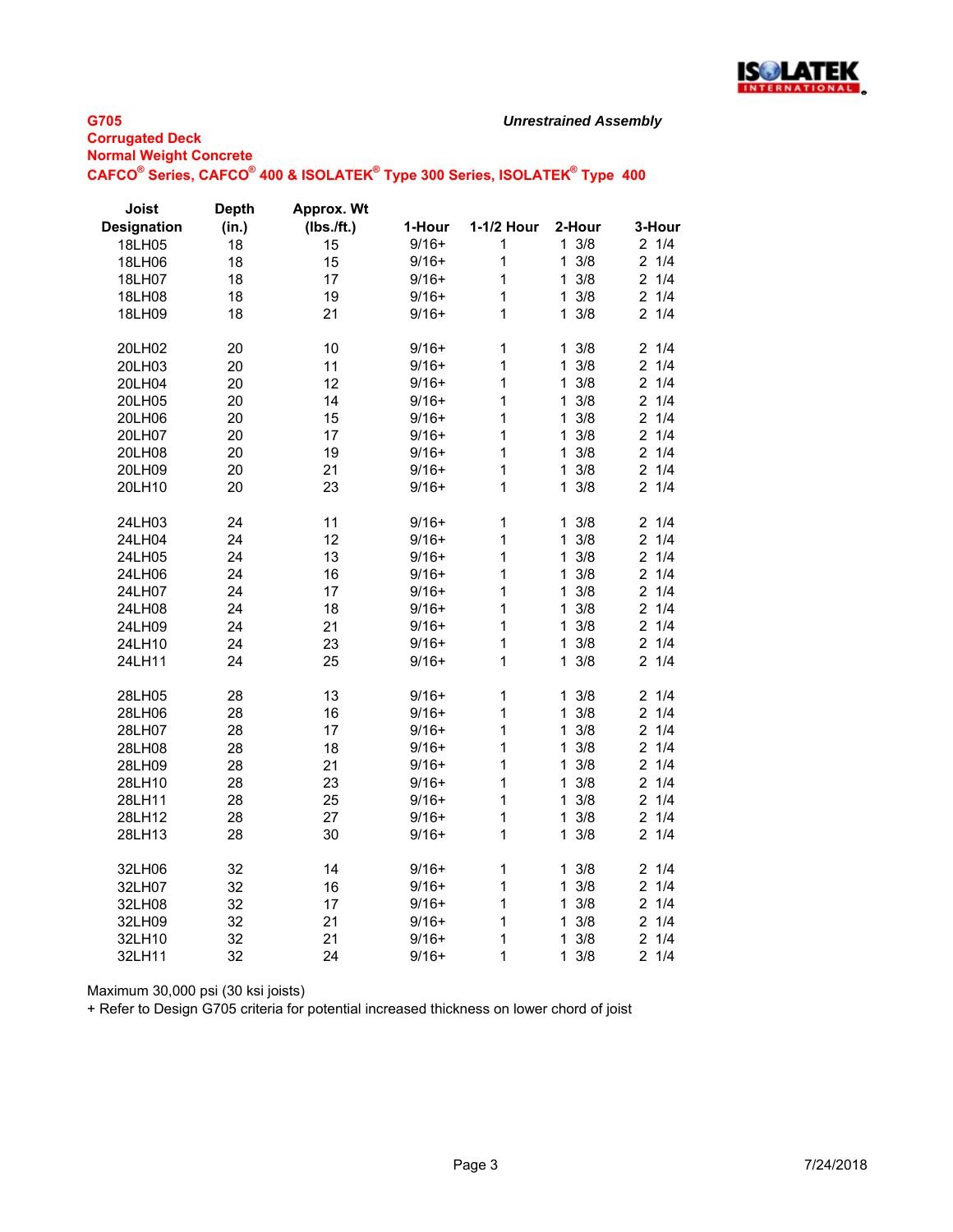**G705**
**Corrugated Deck**
**Normal Weight Concrete**
**CAFCO® Series, CAFCO® 400 & ISOLATEK® Type 300 Series, ISOLATEK® Type 400**

***Unrestrained Assembly***

| Joist Designation | Depth (in.) | Approx. Wt (lbs./ft.) | 1-Hour | 1-1/2 Hour | 2-Hour | 3-Hour |
|---|---|---|---|---|---|---|
| 18LH05 | 18 | 15 | 9/16+ | 1 | 1 3/8 | 2 1/4 |
| 18LH06 | 18 | 15 | 9/16+ | 1 | 1 3/8 | 2 1/4 |
| 18LH07 | 18 | 17 | 9/16+ | 1 | 1 3/8 | 2 1/4 |
| 18LH08 | 18 | 19 | 9/16+ | 1 | 1 3/8 | 2 1/4 |
| 18LH09 | 18 | 21 | 9/16+ | 1 | 1 3/8 | 2 1/4 |
| 20LH02 | 20 | 10 | 9/16+ | 1 | 1 3/8 | 2 1/4 |
| 20LH03 | 20 | 11 | 9/16+ | 1 | 1 3/8 | 2 1/4 |
| 20LH04 | 20 | 12 | 9/16+ | 1 | 1 3/8 | 2 1/4 |
| 20LH05 | 20 | 14 | 9/16+ | 1 | 1 3/8 | 2 1/4 |
| 20LH06 | 20 | 15 | 9/16+ | 1 | 1 3/8 | 2 1/4 |
| 20LH07 | 20 | 17 | 9/16+ | 1 | 1 3/8 | 2 1/4 |
| 20LH08 | 20 | 19 | 9/16+ | 1 | 1 3/8 | 2 1/4 |
| 20LH09 | 20 | 21 | 9/16+ | 1 | 1 3/8 | 2 1/4 |
| 20LH10 | 20 | 23 | 9/16+ | 1 | 1 3/8 | 2 1/4 |
| 24LH03 | 24 | 11 | 9/16+ | 1 | 1 3/8 | 2 1/4 |
| 24LH04 | 24 | 12 | 9/16+ | 1 | 1 3/8 | 2 1/4 |
| 24LH05 | 24 | 13 | 9/16+ | 1 | 1 3/8 | 2 1/4 |
| 24LH06 | 24 | 16 | 9/16+ | 1 | 1 3/8 | 2 1/4 |
| 24LH07 | 24 | 17 | 9/16+ | 1 | 1 3/8 | 2 1/4 |
| 24LH08 | 24 | 18 | 9/16+ | 1 | 1 3/8 | 2 1/4 |
| 24LH09 | 24 | 21 | 9/16+ | 1 | 1 3/8 | 2 1/4 |
| 24LH10 | 24 | 23 | 9/16+ | 1 | 1 3/8 | 2 1/4 |
| 24LH11 | 24 | 25 | 9/16+ | 1 | 1 3/8 | 2 1/4 |
| 28LH05 | 28 | 13 | 9/16+ | 1 | 1 3/8 | 2 1/4 |
| 28LH06 | 28 | 16 | 9/16+ | 1 | 1 3/8 | 2 1/4 |
| 28LH07 | 28 | 17 | 9/16+ | 1 | 1 3/8 | 2 1/4 |
| 28LH08 | 28 | 18 | 9/16+ | 1 | 1 3/8 | 2 1/4 |
| 28LH09 | 28 | 21 | 9/16+ | 1 | 1 3/8 | 2 1/4 |
| 28LH10 | 28 | 23 | 9/16+ | 1 | 1 3/8 | 2 1/4 |
| 28LH11 | 28 | 25 | 9/16+ | 1 | 1 3/8 | 2 1/4 |
| 28LH12 | 28 | 27 | 9/16+ | 1 | 1 3/8 | 2 1/4 |
| 28LH13 | 28 | 30 | 9/16+ | 1 | 1 3/8 | 2 1/4 |
| 32LH06 | 32 | 14 | 9/16+ | 1 | 1 3/8 | 2 1/4 |
| 32LH07 | 32 | 16 | 9/16+ | 1 | 1 3/8 | 2 1/4 |
| 32LH08 | 32 | 17 | 9/16+ | 1 | 1 3/8 | 2 1/4 |
| 32LH09 | 32 | 21 | 9/16+ | 1 | 1 3/8 | 2 1/4 |
| 32LH10 | 32 | 21 | 9/16+ | 1 | 1 3/8 | 2 1/4 |
| 32LH11 | 32 | 24 | 9/16+ | 1 | 1 3/8 | 2 1/4 |

Maximum 30,000 psi (30 ksi joists)
+ Refer to Design G705 criteria for potential increased thickness on lower chord of joist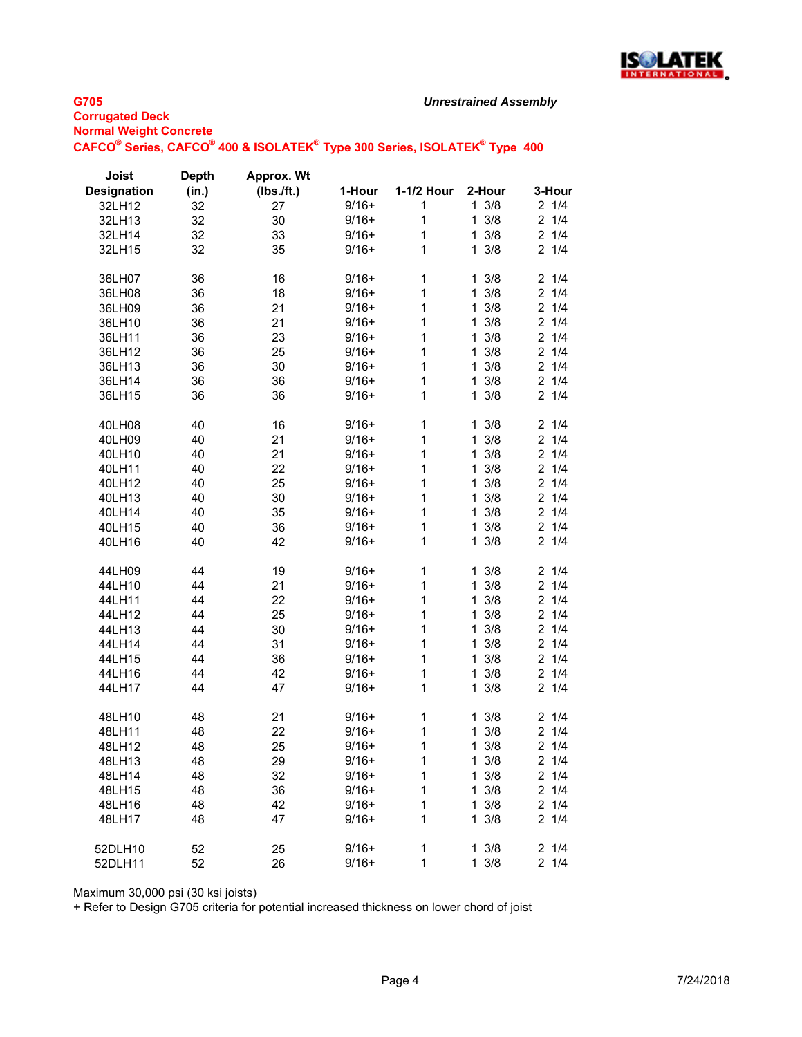**G705**
**Corrugated Deck**
**Normal Weight Concrete**
**CAFCO® Series, CAFCO® 400 & ISOLATEK® Type 300 Series, ISOLATEK® Type 400**

***Unrestrained Assembly***

| Joist Designation | Depth (in.) | Approx. Wt (lbs./ft.) | 1-Hour | 1-1/2 Hour | 2-Hour | 3-Hour |
|---|---|---|---|---|---|---|
| 32LH12 | 32 | 27 | 9/16+ | 1 | 1 3/8 | 2 1/4 |
| 32LH13 | 32 | 30 | 9/16+ | 1 | 1 3/8 | 2 1/4 |
| 32LH14 | 32 | 33 | 9/16+ | 1 | 1 3/8 | 2 1/4 |
| 32LH15 | 32 | 35 | 9/16+ | 1 | 1 3/8 | 2 1/4 |
| 36LH07 | 36 | 16 | 9/16+ | 1 | 1 3/8 | 2 1/4 |
| 36LH08 | 36 | 18 | 9/16+ | 1 | 1 3/8 | 2 1/4 |
| 36LH09 | 36 | 21 | 9/16+ | 1 | 1 3/8 | 2 1/4 |
| 36LH10 | 36 | 21 | 9/16+ | 1 | 1 3/8 | 2 1/4 |
| 36LH11 | 36 | 23 | 9/16+ | 1 | 1 3/8 | 2 1/4 |
| 36LH12 | 36 | 25 | 9/16+ | 1 | 1 3/8 | 2 1/4 |
| 36LH13 | 36 | 30 | 9/16+ | 1 | 1 3/8 | 2 1/4 |
| 36LH14 | 36 | 36 | 9/16+ | 1 | 1 3/8 | 2 1/4 |
| 36LH15 | 36 | 36 | 9/16+ | 1 | 1 3/8 | 2 1/4 |
| 40LH08 | 40 | 16 | 9/16+ | 1 | 1 3/8 | 2 1/4 |
| 40LH09 | 40 | 21 | 9/16+ | 1 | 1 3/8 | 2 1/4 |
| 40LH10 | 40 | 21 | 9/16+ | 1 | 1 3/8 | 2 1/4 |
| 40LH11 | 40 | 22 | 9/16+ | 1 | 1 3/8 | 2 1/4 |
| 40LH12 | 40 | 25 | 9/16+ | 1 | 1 3/8 | 2 1/4 |
| 40LH13 | 40 | 30 | 9/16+ | 1 | 1 3/8 | 2 1/4 |
| 40LH14 | 40 | 35 | 9/16+ | 1 | 1 3/8 | 2 1/4 |
| 40LH15 | 40 | 36 | 9/16+ | 1 | 1 3/8 | 2 1/4 |
| 40LH16 | 40 | 42 | 9/16+ | 1 | 1 3/8 | 2 1/4 |
| 44LH09 | 44 | 19 | 9/16+ | 1 | 1 3/8 | 2 1/4 |
| 44LH10 | 44 | 21 | 9/16+ | 1 | 1 3/8 | 2 1/4 |
| 44LH11 | 44 | 22 | 9/16+ | 1 | 1 3/8 | 2 1/4 |
| 44LH12 | 44 | 25 | 9/16+ | 1 | 1 3/8 | 2 1/4 |
| 44LH13 | 44 | 30 | 9/16+ | 1 | 1 3/8 | 2 1/4 |
| 44LH14 | 44 | 31 | 9/16+ | 1 | 1 3/8 | 2 1/4 |
| 44LH15 | 44 | 36 | 9/16+ | 1 | 1 3/8 | 2 1/4 |
| 44LH16 | 44 | 42 | 9/16+ | 1 | 1 3/8 | 2 1/4 |
| 44LH17 | 44 | 47 | 9/16+ | 1 | 1 3/8 | 2 1/4 |
| 48LH10 | 48 | 21 | 9/16+ | 1 | 1 3/8 | 2 1/4 |
| 48LH11 | 48 | 22 | 9/16+ | 1 | 1 3/8 | 2 1/4 |
| 48LH12 | 48 | 25 | 9/16+ | 1 | 1 3/8 | 2 1/4 |
| 48LH13 | 48 | 29 | 9/16+ | 1 | 1 3/8 | 2 1/4 |
| 48LH14 | 48 | 32 | 9/16+ | 1 | 1 3/8 | 2 1/4 |
| 48LH15 | 48 | 36 | 9/16+ | 1 | 1 3/8 | 2 1/4 |
| 48LH16 | 48 | 42 | 9/16+ | 1 | 1 3/8 | 2 1/4 |
| 48LH17 | 48 | 47 | 9/16+ | 1 | 1 3/8 | 2 1/4 |
| 52DLH10 | 52 | 25 | 9/16+ | 1 | 1 3/8 | 2 1/4 |
| 52DLH11 | 52 | 26 | 9/16+ | 1 | 1 3/8 | 2 1/4 |

Maximum 30,000 psi (30 ksi joists)

+ Refer to Design G705 criteria for potential increased thickness on lower chord of joist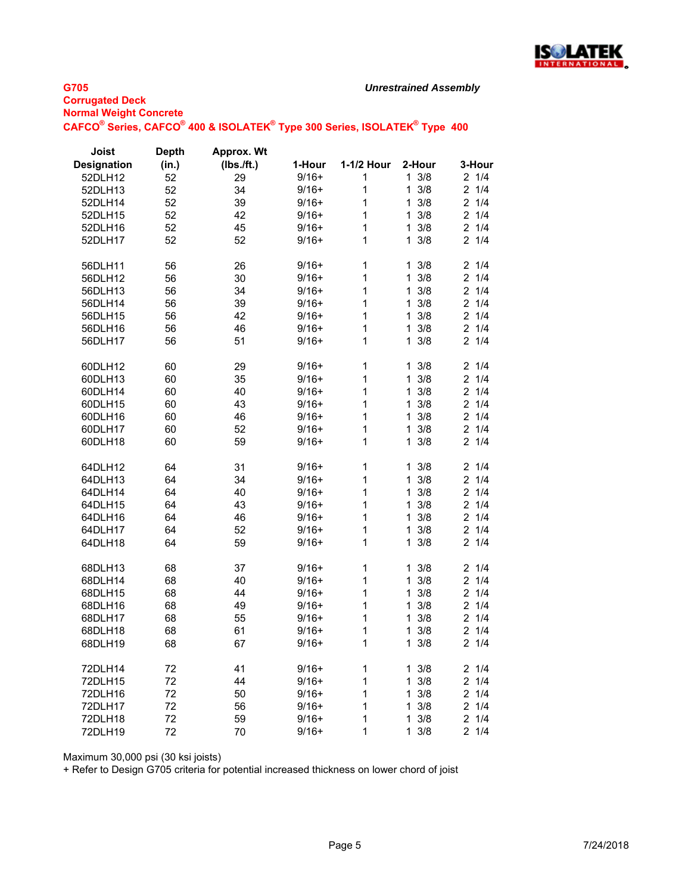**G705**

***Unrestrained Assembly***

**Corrugated Deck**

**Normal Weight Concrete**

**CAFCO® Series, CAFCO® 400 & ISOLATEK® Type 300 Series, ISOLATEK® Type 400**

| Joist Designation | Depth (in.) | Approx. Wt (lbs./ft.) | 1-Hour | 1-1/2 Hour | 2-Hour | 3-Hour |
|---|---|---|---|---|---|---|
| 52DLH12 | 52 | 29 | 9/16+ | 1 | 1 3/8 | 2 1/4 |
| 52DLH13 | 52 | 34 | 9/16+ | 1 | 1 3/8 | 2 1/4 |
| 52DLH14 | 52 | 39 | 9/16+ | 1 | 1 3/8 | 2 1/4 |
| 52DLH15 | 52 | 42 | 9/16+ | 1 | 1 3/8 | 2 1/4 |
| 52DLH16 | 52 | 45 | 9/16+ | 1 | 1 3/8 | 2 1/4 |
| 52DLH17 | 52 | 52 | 9/16+ | 1 | 1 3/8 | 2 1/4 |
| 56DLH11 | 56 | 26 | 9/16+ | 1 | 1 3/8 | 2 1/4 |
| 56DLH12 | 56 | 30 | 9/16+ | 1 | 1 3/8 | 2 1/4 |
| 56DLH13 | 56 | 34 | 9/16+ | 1 | 1 3/8 | 2 1/4 |
| 56DLH14 | 56 | 39 | 9/16+ | 1 | 1 3/8 | 2 1/4 |
| 56DLH15 | 56 | 42 | 9/16+ | 1 | 1 3/8 | 2 1/4 |
| 56DLH16 | 56 | 46 | 9/16+ | 1 | 1 3/8 | 2 1/4 |
| 56DLH17 | 56 | 51 | 9/16+ | 1 | 1 3/8 | 2 1/4 |
| 60DLH12 | 60 | 29 | 9/16+ | 1 | 1 3/8 | 2 1/4 |
| 60DLH13 | 60 | 35 | 9/16+ | 1 | 1 3/8 | 2 1/4 |
| 60DLH14 | 60 | 40 | 9/16+ | 1 | 1 3/8 | 2 1/4 |
| 60DLH15 | 60 | 43 | 9/16+ | 1 | 1 3/8 | 2 1/4 |
| 60DLH16 | 60 | 46 | 9/16+ | 1 | 1 3/8 | 2 1/4 |
| 60DLH17 | 60 | 52 | 9/16+ | 1 | 1 3/8 | 2 1/4 |
| 60DLH18 | 60 | 59 | 9/16+ | 1 | 1 3/8 | 2 1/4 |
| 64DLH12 | 64 | 31 | 9/16+ | 1 | 1 3/8 | 2 1/4 |
| 64DLH13 | 64 | 34 | 9/16+ | 1 | 1 3/8 | 2 1/4 |
| 64DLH14 | 64 | 40 | 9/16+ | 1 | 1 3/8 | 2 1/4 |
| 64DLH15 | 64 | 43 | 9/16+ | 1 | 1 3/8 | 2 1/4 |
| 64DLH16 | 64 | 46 | 9/16+ | 1 | 1 3/8 | 2 1/4 |
| 64DLH17 | 64 | 52 | 9/16+ | 1 | 1 3/8 | 2 1/4 |
| 64DLH18 | 64 | 59 | 9/16+ | 1 | 1 3/8 | 2 1/4 |
| 68DLH13 | 68 | 37 | 9/16+ | 1 | 1 3/8 | 2 1/4 |
| 68DLH14 | 68 | 40 | 9/16+ | 1 | 1 3/8 | 2 1/4 |
| 68DLH15 | 68 | 44 | 9/16+ | 1 | 1 3/8 | 2 1/4 |
| 68DLH16 | 68 | 49 | 9/16+ | 1 | 1 3/8 | 2 1/4 |
| 68DLH17 | 68 | 55 | 9/16+ | 1 | 1 3/8 | 2 1/4 |
| 68DLH18 | 68 | 61 | 9/16+ | 1 | 1 3/8 | 2 1/4 |
| 68DLH19 | 68 | 67 | 9/16+ | 1 | 1 3/8 | 2 1/4 |
| 72DLH14 | 72 | 41 | 9/16+ | 1 | 1 3/8 | 2 1/4 |
| 72DLH15 | 72 | 44 | 9/16+ | 1 | 1 3/8 | 2 1/4 |
| 72DLH16 | 72 | 50 | 9/16+ | 1 | 1 3/8 | 2 1/4 |
| 72DLH17 | 72 | 56 | 9/16+ | 1 | 1 3/8 | 2 1/4 |
| 72DLH18 | 72 | 59 | 9/16+ | 1 | 1 3/8 | 2 1/4 |
| 72DLH19 | 72 | 70 | 9/16+ | 1 | 1 3/8 | 2 1/4 |

Maximum 30,000 psi (30 ksi joists)

+ Refer to Design G705 criteria for potential increased thickness on lower chord of joist

7/24/2018